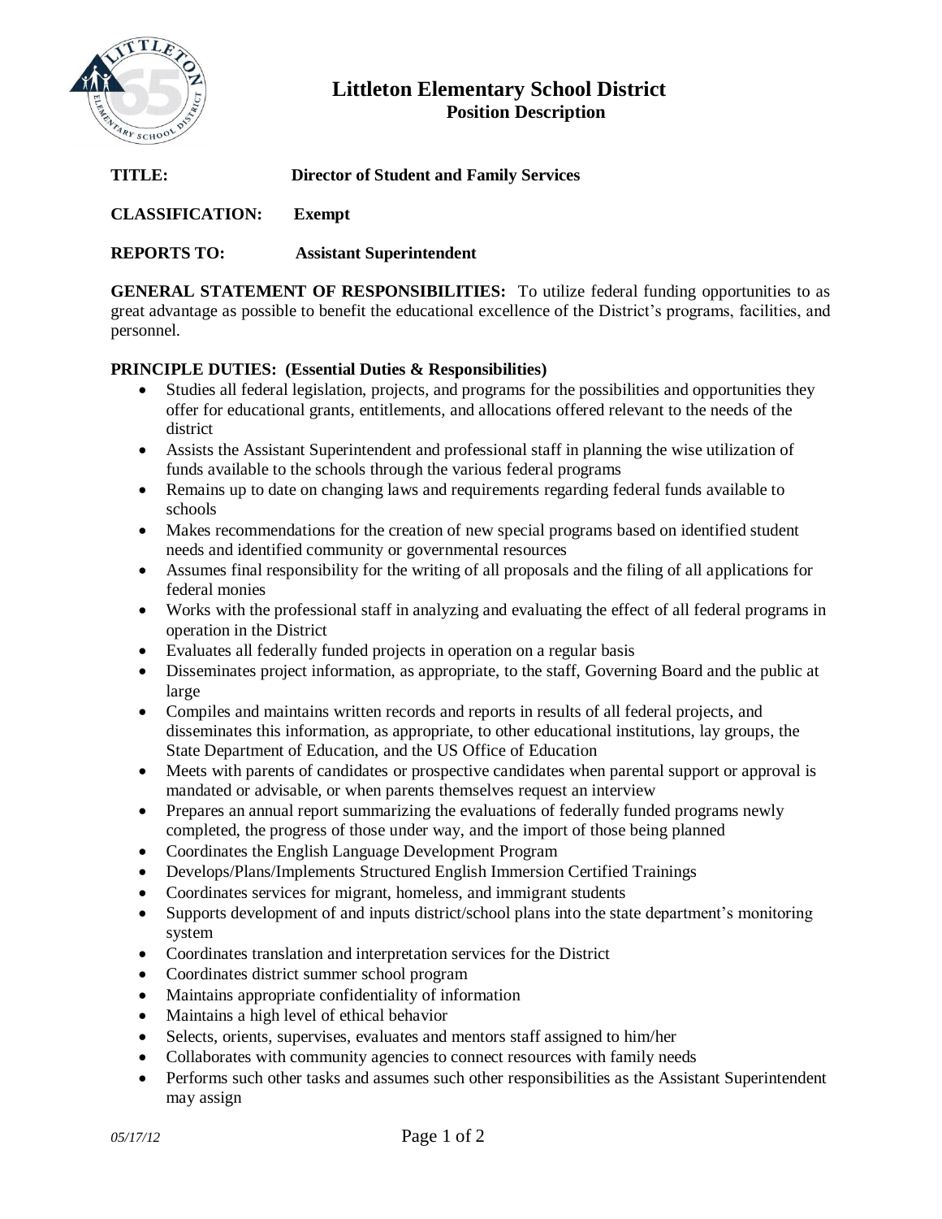# Littleton Elementary School District

## Position Description

**TITLE:** **Director of Student and Family Services**

**CLASSIFICATION:** **Exempt**

**REPORTS TO:** **Assistant Superintendent**

**GENERAL STATEMENT OF RESPONSIBILITIES:** To utilize federal funding opportunities to as great advantage as possible to benefit the educational excellence of the District's programs, facilities, and personnel.

**PRINCIPLE DUTIES: (Essential Duties & Responsibilities)**

- Studies all federal legislation, projects, and programs for the possibilities and opportunities they offer for educational grants, entitlements, and allocations offered relevant to the needs of the district
- Assists the Assistant Superintendent and professional staff in planning the wise utilization of funds available to the schools through the various federal programs
- Remains up to date on changing laws and requirements regarding federal funds available to schools
- Makes recommendations for the creation of new special programs based on identified student needs and identified community or governmental resources
- Assumes final responsibility for the writing of all proposals and the filing of all applications for federal monies
- Works with the professional staff in analyzing and evaluating the effect of all federal programs in operation in the District
- Evaluates all federally funded projects in operation on a regular basis
- Disseminates project information, as appropriate, to the staff, Governing Board and the public at large
- Compiles and maintains written records and reports in results of all federal projects, and disseminates this information, as appropriate, to other educational institutions, lay groups, the State Department of Education, and the US Office of Education
- Meets with parents of candidates or prospective candidates when parental support or approval is mandated or advisable, or when parents themselves request an interview
- Prepares an annual report summarizing the evaluations of federally funded programs newly completed, the progress of those under way, and the import of those being planned
- Coordinates the English Language Development Program
- Develops/Plans/Implements Structured English Immersion Certified Trainings
- Coordinates services for migrant, homeless, and immigrant students
- Supports development of and inputs district/school plans into the state department's monitoring system
- Coordinates translation and interpretation services for the District
- Coordinates district summer school program
- Maintains appropriate confidentiality of information
- Maintains a high level of ethical behavior
- Selects, orients, supervises, evaluates and mentors staff assigned to him/her
- Collaborates with community agencies to connect resources with family needs
- Performs such other tasks and assumes such other responsibilities as the Assistant Superintendent may assign

*05/17/12*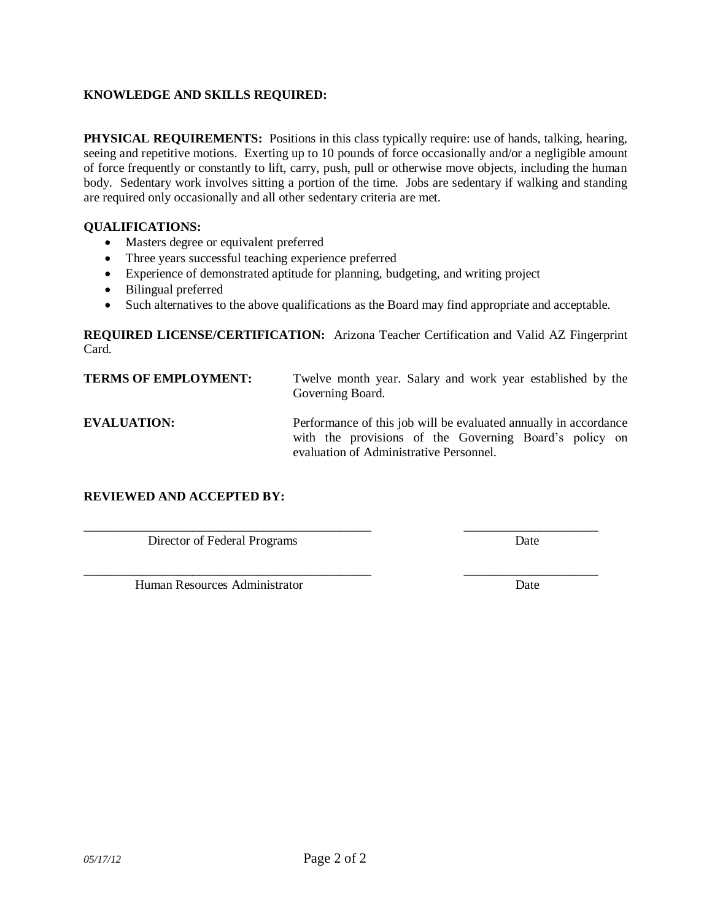**KNOWLEDGE AND SKILLS REQUIRED:**

**PHYSICAL REQUIREMENTS:** Positions in this class typically require: use of hands, talking, hearing, seeing and repetitive motions. Exerting up to 10 pounds of force occasionally and/or a negligible amount of force frequently or constantly to lift, carry, push, pull or otherwise move objects, including the human body. Sedentary work involves sitting a portion of the time. Jobs are sedentary if walking and standing are required only occasionally and all other sedentary criteria are met.

**QUALIFICATIONS:**

- Masters degree or equivalent preferred
- Three years successful teaching experience preferred
- Experience of demonstrated aptitude for planning, budgeting, and writing project
- Bilingual preferred
- Such alternatives to the above qualifications as the Board may find appropriate and acceptable.

**REQUIRED LICENSE/CERTIFICATION:** Arizona Teacher Certification and Valid AZ Fingerprint Card.

**TERMS OF EMPLOYMENT:** Twelve month year. Salary and work year established by the Governing Board.

**EVALUATION:** Performance of this job will be evaluated annually in accordance with the provisions of the Governing Board's policy on evaluation of Administrative Personnel.

**REVIEWED AND ACCEPTED BY:**

_____________________________________________ _____________________

Director of Federal Programs Date

_____________________________________________ _____________________

Human Resources Administrator Date

*05/17/12*